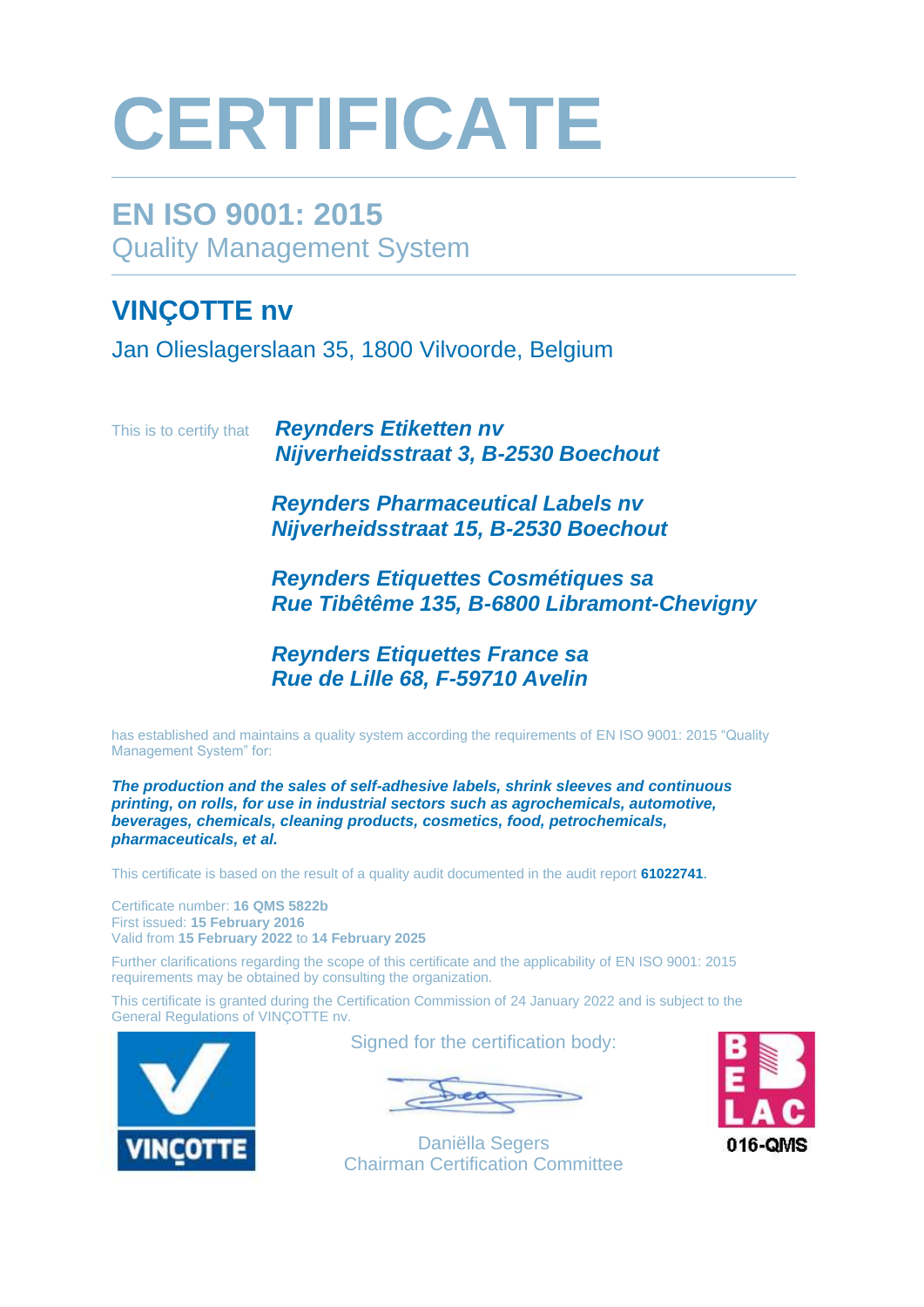# CERTIFICATE

## EN ISO 9001: 2015

Quality Management System

## VINÇOTTE nv

Jan Olieslagerslaan 35, 1800 Vilvoorde, Belgium

This is to certify that

***Reynders Etiketten nv***
***Nijverheidsstraat 3, B-2530 Boechout***

***Reynders Pharmaceutical Labels nv***
***Nijverheidsstraat 15, B-2530 Boechout***

***Reynders Etiquettes Cosmétiques sa***
***Rue Tibêtême 135, B-6800 Libramont-Chevigny***

***Reynders Etiquettes France sa***
***Rue de Lille 68, F-59710 Avelin***

has established and maintains a quality system according the requirements of EN ISO 9001: 2015 "Quality Management System" for:

***The production and the sales of self-adhesive labels, shrink sleeves and continuous printing, on rolls, for use in industrial sectors such as agrochemicals, automotive, beverages, chemicals, cleaning products, cosmetics, food, petrochemicals, pharmaceuticals, et al.***

This certificate is based on the result of a quality audit documented in the audit report **61022741**.

Certificate number: **16 QMS 5822b**
First issued: **15 February 2016**
Valid from **15 February 2022** to **14 February 2025**

Further clarifications regarding the scope of this certificate and the applicability of EN ISO 9001: 2015 requirements may be obtained by consulting the organization.

This certificate is granted during the Certification Commission of 24 January 2022 and is subject to the General Regulations of VINÇOTTE nv.

VINÇOTTE

Signed for the certification body:

Daniëlla Segers
Chairman Certification Committee

BELAC
016-QMS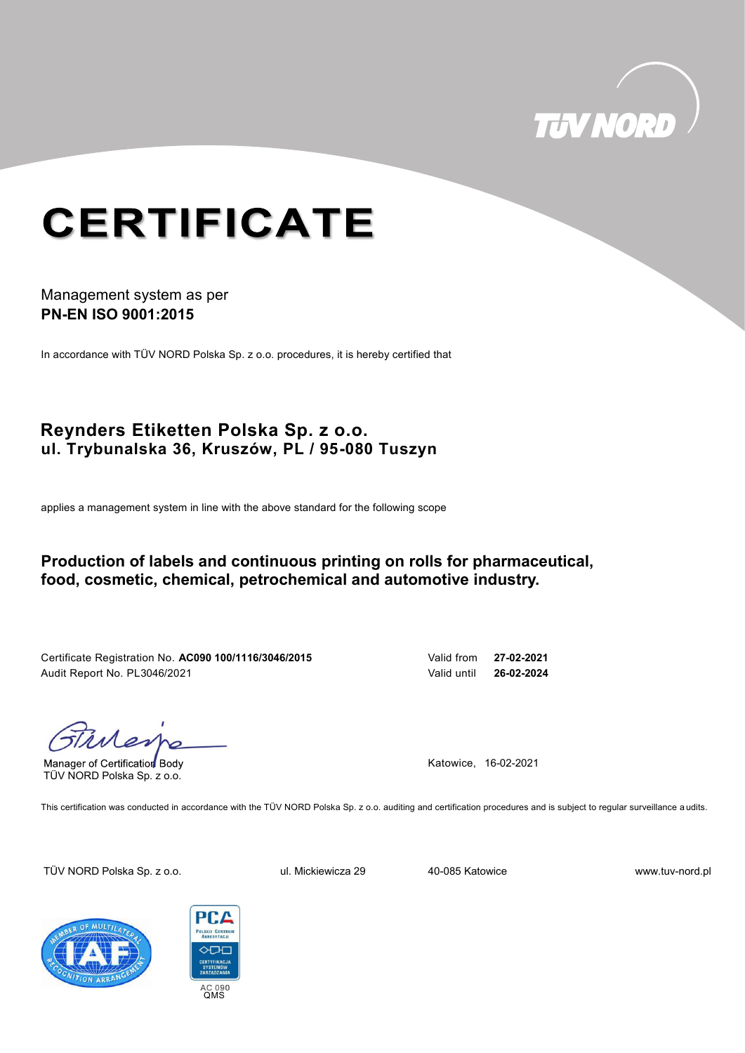# CERTIFICATE

Management system as per
**PN-EN ISO 9001:2015**

In accordance with TÜV NORD Polska Sp. z o.o. procedures, it is hereby certified that

## Reynders Etiketten Polska Sp. z o.o.
## ul. Trybunalska 36, Kruszów, PL / 95-080 Tuszyn

applies a management system in line with the above standard for the following scope

### Production of labels and continuous printing on rolls for pharmaceutical, food, cosmetic, chemical, petrochemical and automotive industry.

Certificate Registration No. **AC090 100/1116/3046/2015**
Audit Report No. PL3046/2021

Valid from **27-02-2021**
Valid until **26-02-2024**

Manager of Certification Body
TÜV NORD Polska Sp. z o.o.

Katowice, 16-02-2021

This certification was conducted in accordance with the TÜV NORD Polska Sp. z o.o. auditing and certification procedures and is subject to regular surveillance audits.

TÜV NORD Polska Sp. z o.o. ul. Mickiewicza 29 40-085 Katowice www.tuv-nord.pl

AC 090
QMS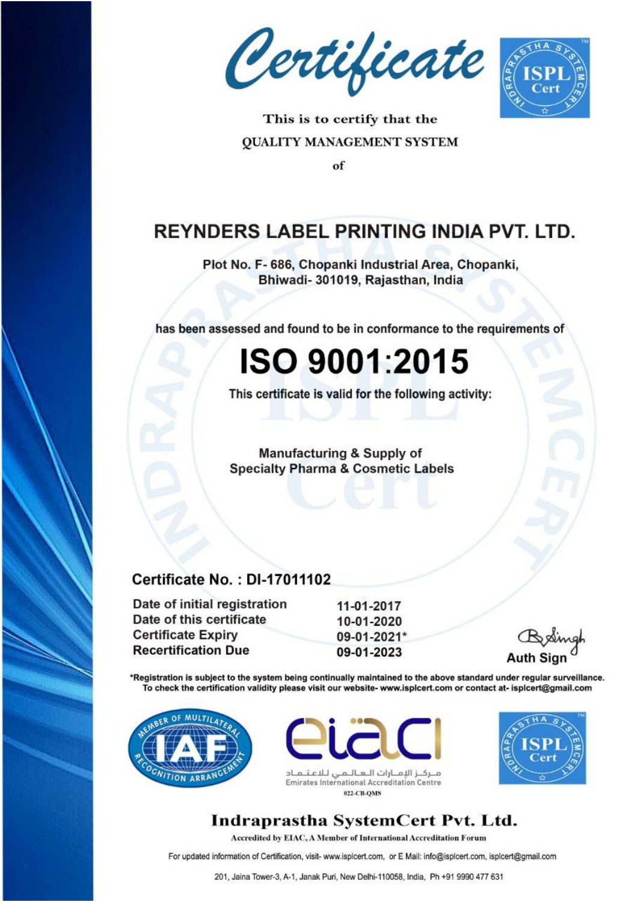# Certificate

This is to certify that the

QUALITY MANAGEMENT SYSTEM

of

## REYNDERS LABEL PRINTING INDIA PVT. LTD.

Plot No. F- 686, Chopanki Industrial Area, Chopanki,
Bhiwadi- 301019, Rajasthan, India

has been assessed and found to be in conformance to the requirements of

# ISO 9001:2015

This certificate is valid for the following activity:

Manufacturing & Supply of
Specialty Pharma & Cosmetic Labels

**Certificate No. : DI-17011102**

| | |
|---|---|
| Date of initial registration | 11-01-2017 |
| Date of this certificate | 10-01-2020 |
| Certificate Expiry | 09-01-2021* |
| Recertification Due | 09-01-2023 |

Auth Sign

*Registration is subject to the system being continually maintained to the above standard under regular surveillance. To check the certification validity please visit our website- www.isplcert.com or contact at- isplcert@gmail.com

MEMBER OF MULTILATERAL RECOGNITION ARRANGEMENT IAF

eiac مركز الإمارات العالمي للاعتماد Emirates International Accreditation Centre 022-CB-QMS

INDRAPRASTHA SYSTEMCERT ISPL Cert

**Indraprastha SystemCert Pvt. Ltd.**

Accredited by EIAC, A Member of International Accreditation Forum

For updated information of Certification, visit- www.isplcert.com, or E Mail: info@isplcert.com, isplcert@gmail.com

201, Jaina Tower-3, A-1, Janak Puri, New Delhi-110058, India, Ph +91 9990 477 631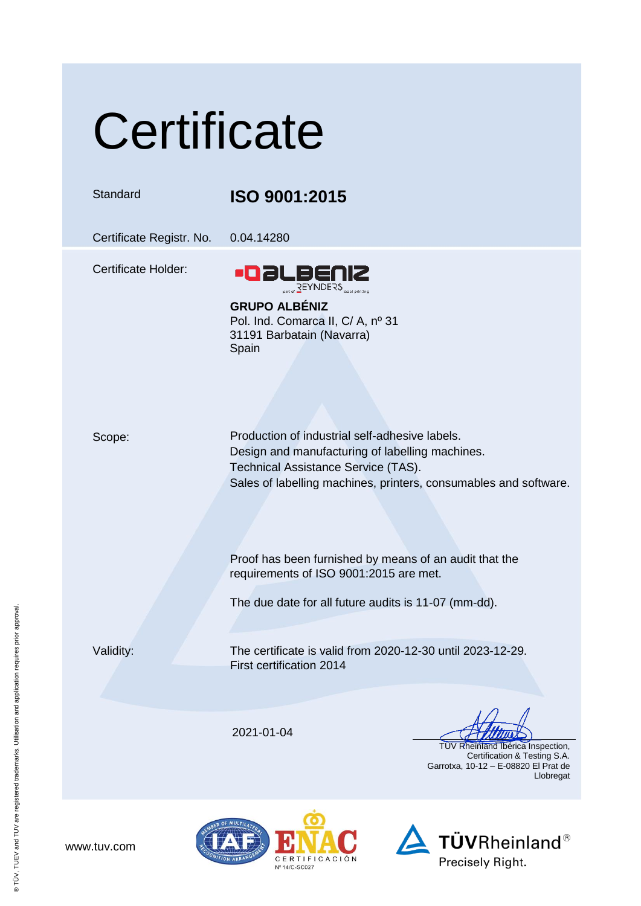# Certificate

| | |
|---|---|
| Standard | **ISO 9001:2015** |
| Certificate Registr. No. | 0.04.14280 |

Certificate Holder:

**GRUPO ALBÉNIZ**
Pol. Ind. Comarca II, C/ A, nº 31
31191 Barbatain (Navarra)
Spain

Scope:

Production of industrial self-adhesive labels.
Design and manufacturing of labelling machines.
Technical Assistance Service (TAS).
Sales of labelling machines, printers, consumables and software.

Proof has been furnished by means of an audit that the requirements of ISO 9001:2015 are met.

The due date for all future audits is 11-07 (mm-dd).

Validity:

The certificate is valid from 2020-12-30 until 2023-12-29.
First certification 2014

2021-01-04

TÜV Rheinland Ibérica Inspection,
Certification & Testing S.A.
Garrotxa, 10-12 – E-08820 El Prat de Llobregat

www.tuv.com

ENAC CERTIFICACIÓN Nº 14/C-SC027

TÜVRheinland® Precisely Right.

® TÜV, TUEV and TUV are registered trademarks. Utilisation and application requires prior approval.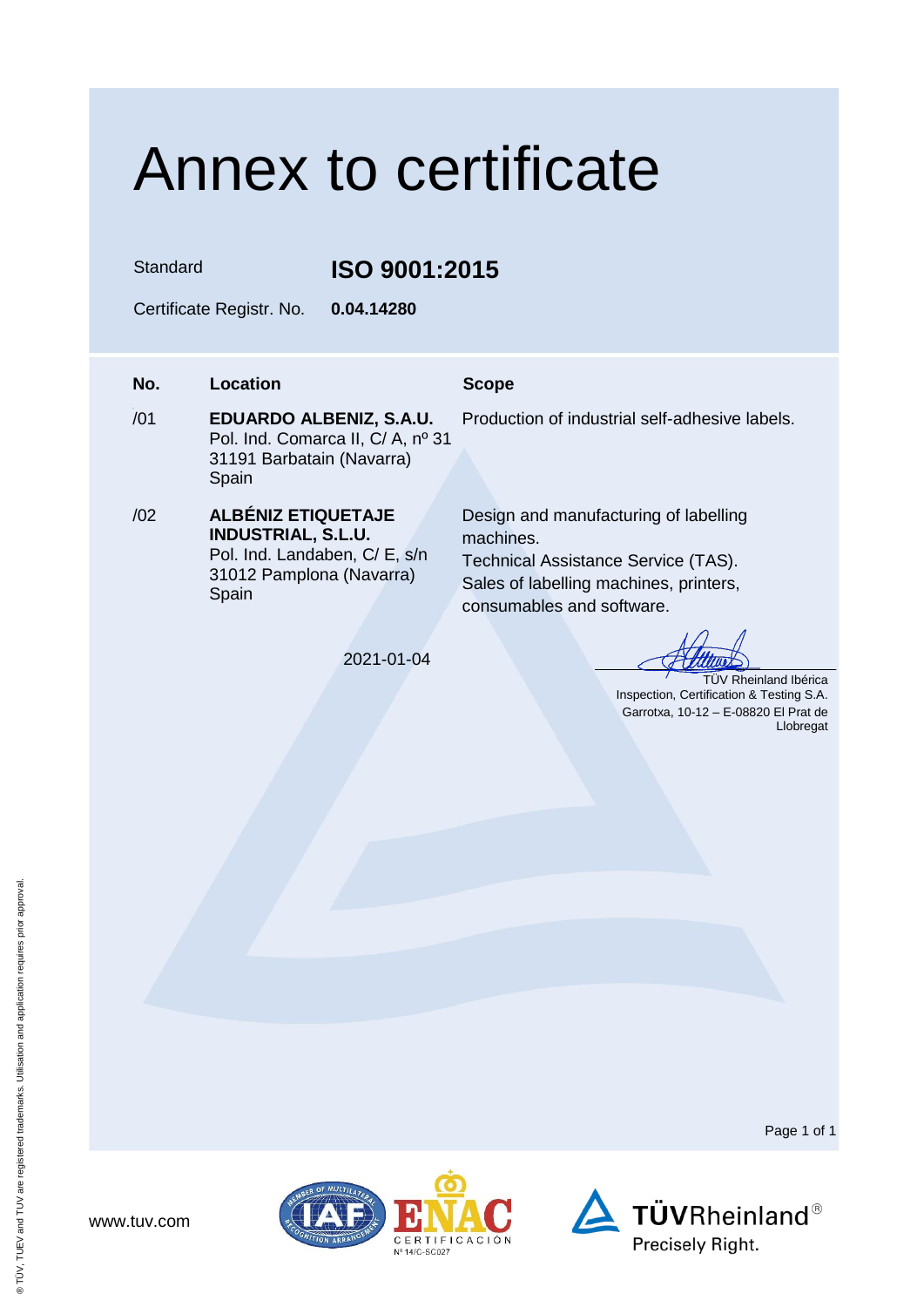# Annex to certificate

Standard **ISO 9001:2015**

Certificate Registr. No. **0.04.14280**

| No. | Location | Scope |
| --- | --- | --- |
| /01 | **EDUARDO ALBENIZ, S.A.U.**<br>Pol. Ind. Comarca II, C/ A, nº 31<br>31191 Barbatain (Navarra)<br>Spain | Production of industrial self-adhesive labels. |
| /02 | **ALBÉNIZ ETIQUETAJE INDUSTRIAL, S.L.U.**<br>Pol. Ind. Landaben, C/ E, s/n<br>31012 Pamplona (Navarra)<br>Spain | Design and manufacturing of labelling machines.<br>Technical Assistance Service (TAS).<br>Sales of labelling machines, printers, consumables and software. |

2021-01-04

TÜV Rheinland Ibérica
Inspection, Certification & Testing S.A.
Garrotxa, 10-12 – E-08820 El Prat de Llobregat

www.tuv.com

ENAC CERTIFICACIÓN Nº 14/C-SC027

TÜVRheinland® Precisely Right.

® TÜV, TUEV and TUV are registered trademarks. Utilisation and application requires prior approval.